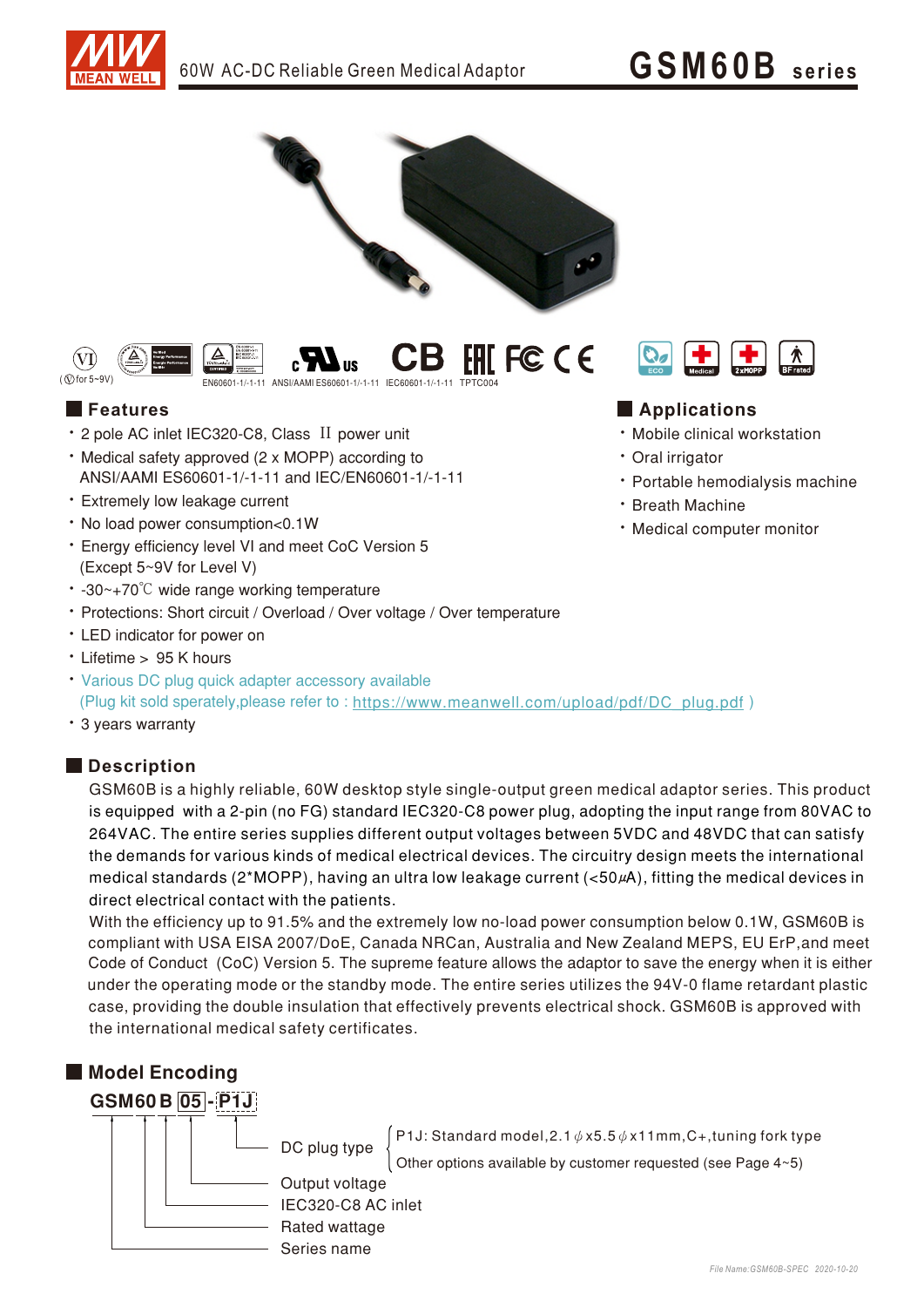# GSM60B series

60W AC-DC Reliable Green Medical Adaptor

(Ⓥ for 5~9V) EN60601-1/-1-11 ANSI/AAMI ES60601-1/-1-11 IEC60601-1/-1-11 TPTC004

## Features

- 2 pole AC inlet IEC320-C8, Class II power unit
- Medical safety approved (2 x MOPP) according to ANSI/AAMI ES60601-1/-1-11 and IEC/EN60601-1/-1-11
- Extremely low leakage current
- No load power consumption<0.1W
- Energy efficiency level VI and meet CoC Version 5 (Except 5~9V for Level V)
- -30~+70℃ wide range working temperature
- Protections: Short circuit / Overload / Over voltage / Over temperature
- LED indicator for power on
- Lifetime > 95 K hours
- Various DC plug quick adapter accessory available (Plug kit sold sperately,please refer to : https://www.meanwell.com/upload/pdf/DC_plug.pdf )
- 3 years warranty

## Applications

- Mobile clinical workstation
- Oral irrigator
- Portable hemodialysis machine
- Breath Machine
- Medical computer monitor

## Description

GSM60B is a highly reliable, 60W desktop style single-output green medical adaptor series. This product is equipped with a 2-pin (no FG) standard IEC320-C8 power plug, adopting the input range from 80VAC to 264VAC. The entire series supplies different output voltages between 5VDC and 48VDC that can satisfy the demands for various kinds of medical electrical devices. The circuitry design meets the international medical standards (2*MOPP), having an ultra low leakage current (<50μA), fitting the medical devices in direct electrical contact with the patients.

With the efficiency up to 91.5% and the extremely low no-load power consumption below 0.1W, GSM60B is compliant with USA EISA 2007/DoE, Canada NRCan, Australia and New Zealand MEPS, EU ErP,and meet Code of Conduct (CoC) Version 5. The supreme feature allows the adaptor to save the energy when it is either under the operating mode or the standby mode. The entire series utilizes the 94V-0 flame retardant plastic case, providing the double insulation that effectively prevents electrical shock. GSM60B is approved with the international medical safety certificates.

## Model Encoding

**GSM60 B 05 - P1J**

- P1J: DC plug type
  - P1J: Standard model,2.1ϕx5.5ϕx11mm,C+,tuning fork type
  - Other options available by customer requested (see Page 4~5)
- 05: Output voltage
- B: IEC320-C8 AC inlet
- 60: Rated wattage
- GSM: Series name

*File Name:GSM60B-SPEC 2020-10-20*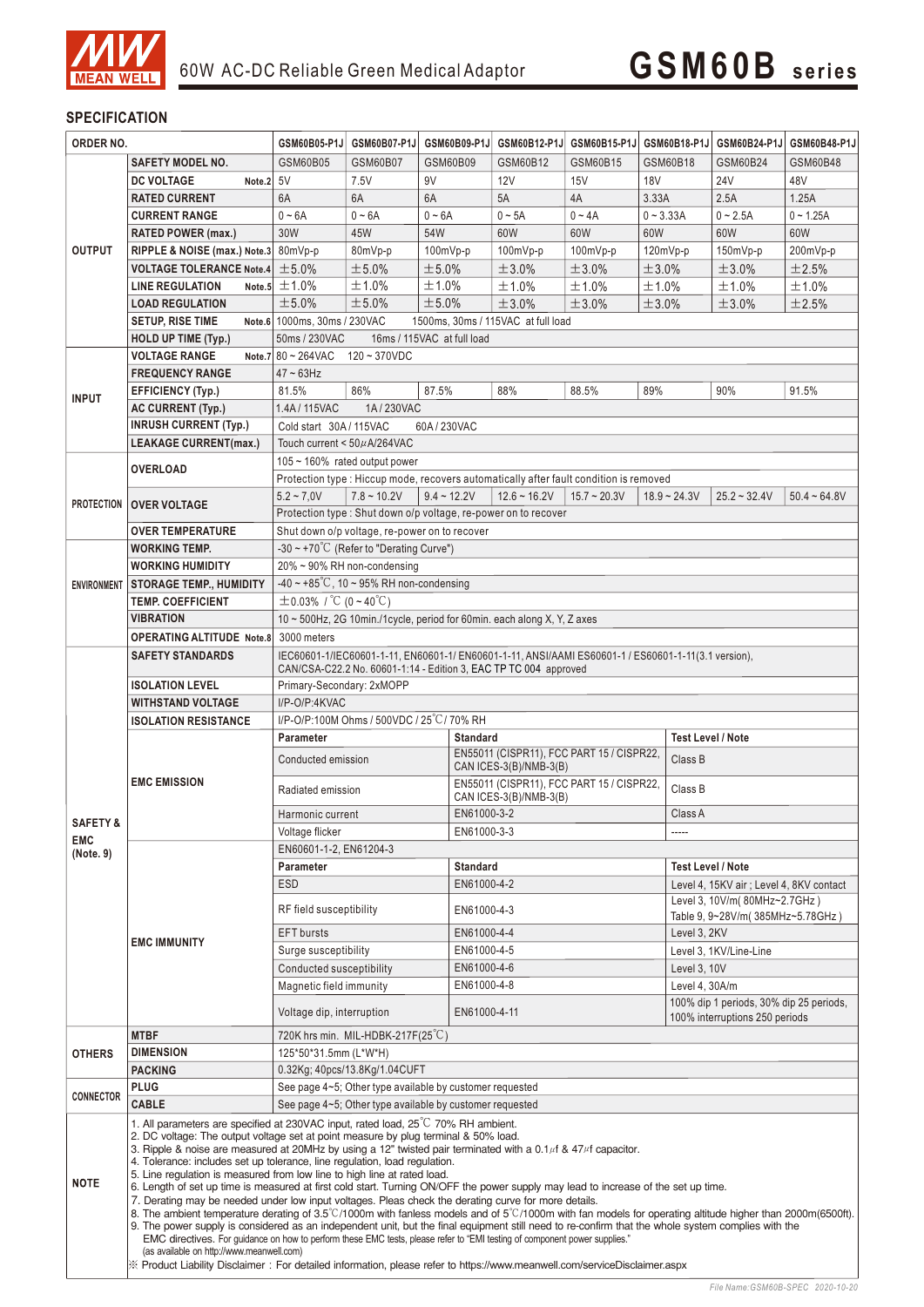# 60W AC-DC Reliable Green Medical Adaptor — GSM60B series

## SPECIFICATION

| ORDER NO. | | GSM60B05-P1J | GSM60B07-P1J | GSM60B09-P1J | GSM60B12-P1J | GSM60B15-P1J | GSM60B18-P1J | GSM60B24-P1J | GSM60B48-P1J |
|---|---|---|---|---|---|---|---|---|---|
| OUTPUT | SAFETY MODEL NO. | GSM60B05 | GSM60B07 | GSM60B09 | GSM60B12 | GSM60B15 | GSM60B18 | GSM60B24 | GSM60B48 |
| | DC VOLTAGE Note.2 | 5V | 7.5V | 9V | 12V | 15V | 18V | 24V | 48V |
| | RATED CURRENT | 6A | 6A | 6A | 5A | 4A | 3.33A | 2.5A | 1.25A |
| | CURRENT RANGE | 0 ~ 6A | 0 ~ 6A | 0 ~ 6A | 0 ~ 5A | 0 ~ 4A | 0 ~ 3.33A | 0 ~ 2.5A | 0 ~ 1.25A |
| | RATED POWER (max.) | 30W | 45W | 54W | 60W | 60W | 60W | 60W | 60W |
| | RIPPLE & NOISE (max.) Note.3 | 80mVp-p | 80mVp-p | 100mVp-p | 100mVp-p | 100mVp-p | 120mVp-p | 150mVp-p | 200mVp-p |
| | VOLTAGE TOLERANCE Note.4 | ±5.0% | ±5.0% | ±5.0% | ±3.0% | ±3.0% | ±3.0% | ±3.0% | ±2.5% |
| | LINE REGULATION Note.5 | ±1.0% | ±1.0% | ±1.0% | ±1.0% | ±1.0% | ±1.0% | ±1.0% | ±1.0% |
| | LOAD REGULATION | ±5.0% | ±5.0% | ±5.0% | ±3.0% | ±3.0% | ±3.0% | ±3.0% | ±2.5% |
| | SETUP, RISE TIME Note.6 | 1000ms, 30ms / 230VAC　　1500ms, 30ms / 115VAC at full load | | | | | | | |
| | HOLD UP TIME (Typ.) | 50ms / 230VAC　　16ms / 115VAC at full load | | | | | | | |
| INPUT | VOLTAGE RANGE Note.7 | 80 ~ 264VAC　　120 ~ 370VDC | | | | | | | |
| | FREQUENCY RANGE | 47 ~ 63Hz | | | | | | | |
| | EFFICIENCY (Typ.) | 81.5% | 86% | 87.5% | 88% | 88.5% | 89% | 90% | 91.5% |
| | AC CURRENT (Typ.) | 1.4A / 115VAC　　1A / 230VAC | | | | | | | |
| | INRUSH CURRENT (Typ.) | Cold start 30A / 115VAC　　60A / 230VAC | | | | | | | |
| | LEAKAGE CURRENT(max.) | Touch current < 50μA/264VAC | | | | | | | |
| PROTECTION | OVERLOAD | 105 ~ 160% rated output power | | | | | | | |
| | | Protection type : Hiccup mode, recovers automatically after fault condition is removed | | | | | | | |
| | OVER VOLTAGE | 5.2 ~ 7.0V | 7.8 ~ 10.2V | 9.4 ~ 12.2V | 12.6 ~ 16.2V | 15.7 ~ 20.3V | 18.9 ~ 24.3V | 25.2 ~ 32.4V | 50.4 ~ 64.8V |
| | | Protection type : Shut down o/p voltage, re-power on to recover | | | | | | | |
| | OVER TEMPERATURE | Shut down o/p voltage, re-power on to recover | | | | | | | |
| ENVIRONMENT | WORKING TEMP. | -30 ~ +70℃ (Refer to "Derating Curve") | | | | | | | |
| | WORKING HUMIDITY | 20% ~ 90% RH non-condensing | | | | | | | |
| | STORAGE TEMP., HUMIDITY | -40 ~ +85℃, 10 ~ 95% RH non-condensing | | | | | | | |
| | TEMP. COEFFICIENT | ±0.03% /℃ (0 ~ 40℃) | | | | | | | |
| | VIBRATION | 10 ~ 500Hz, 2G 10min./1cycle, period for 60min. each along X, Y, Z axes | | | | | | | |
| | OPERATING ALTITUDE Note.8 | 3000 meters | | | | | | | |
| SAFETY & EMC (Note. 9) | SAFETY STANDARDS | IEC60601-1/IEC60601-1-11, EN60601-1/ EN60601-1-11, ANSI/AAMI ES60601-1 / ES60601-1-11(3.1 version), CAN/CSA-C22.2 No. 60601-1:14 - Edition 3, EAC TP TC 004 approved | | | | | | | |
| | ISOLATION LEVEL | Primary-Secondary: 2xMOPP | | | | | | | |
| | WITHSTAND VOLTAGE | I/P-O/P:4KVAC | | | | | | | |
| | ISOLATION RESISTANCE | I/P-O/P:100M Ohms / 500VDC / 25℃/ 70% RH | | | | | | | |
| | EMC EMISSION | **Parameter** | | **Standard** | | | **Test Level / Note** | | |
| | | Conducted emission | | EN55011 (CISPR11), FCC PART 15 / CISPR22, CAN ICES-3(B)/NMB-3(B) | | | Class B | | |
| | | Radiated emission | | EN55011 (CISPR11), FCC PART 15 / CISPR22, CAN ICES-3(B)/NMB-3(B) | | | Class B | | |
| | | Harmonic current | | EN61000-3-2 | | | Class A | | |
| | | Voltage flicker | | EN61000-3-3 | | | ----- | | |
| | EMC IMMUNITY | EN60601-1-2, EN61204-3 | | | | | | | |
| | | **Parameter** | | **Standard** | | | **Test Level / Note** | | |
| | | ESD | | EN61000-4-2 | | | Level 4, 15KV air ; Level 4, 8KV contact | | |
| | | RF field susceptibility | | EN61000-4-3 | | | Level 3, 10V/m( 80MHz~2.7GHz ) Table 9, 9~28V/m( 385MHz~5.78GHz ) | | |
| | | EFT bursts | | EN61000-4-4 | | | Level 3, 2KV | | |
| | | Surge susceptibility | | EN61000-4-5 | | | Level 3, 1KV/Line-Line | | |
| | | Conducted susceptibility | | EN61000-4-6 | | | Level 3, 10V | | |
| | | Magnetic field immunity | | EN61000-4-8 | | | Level 4, 30A/m | | |
| | | Voltage dip, interruption | | EN61000-4-11 | | | 100% dip 1 periods, 30% dip 25 periods, 100% interruptions 250 periods | | |
| OTHERS | MTBF | 720K hrs min. MIL-HDBK-217F(25℃) | | | | | | | |
| | DIMENSION | 125*50*31.5mm (L*W*H) | | | | | | | |
| | PACKING | 0.32Kg; 40pcs/13.8Kg/1.04CUFT | | | | | | | |
| CONNECTOR | PLUG | See page 4~5; Other type available by customer requested | | | | | | | |
| | CABLE | See page 4~5; Other type available by customer requested | | | | | | | |

**NOTE**

1. All parameters are specified at 230VAC input, rated load, 25℃ 70% RH ambient.
2. DC voltage: The output voltage set at point measure by plug terminal & 50% load.
3. Ripple & noise are measured at 20MHz by using a 12" twisted pair terminated with a 0.1μf & 47μf capacitor.
4. Tolerance: includes set up tolerance, line regulation, load regulation.
5. Line regulation is measured from low line to high line at rated load.
6. Length of set up time is measured at first cold start. Turning ON/OFF the power supply may lead to increase of the set up time.
7. Derating may be needed under low input voltages. Pleas check the derating curve for more details.
8. The ambient temperature derating of 3.5℃/1000m with fanless models and of 5℃/1000m with fan models for operating altitude higher than 2000m(6500ft).
9. The power supply is considered as an independent unit, but the final equipment still need to re-confirm that the whole system complies with the EMC directives. For guidance on how to perform these EMC tests, please refer to "EMI testing of component power supplies." (as available on http://www.meanwell.com)

※ Product Liability Disclaimer：For detailed information, please refer to https://www.meanwell.com/serviceDisclaimer.aspx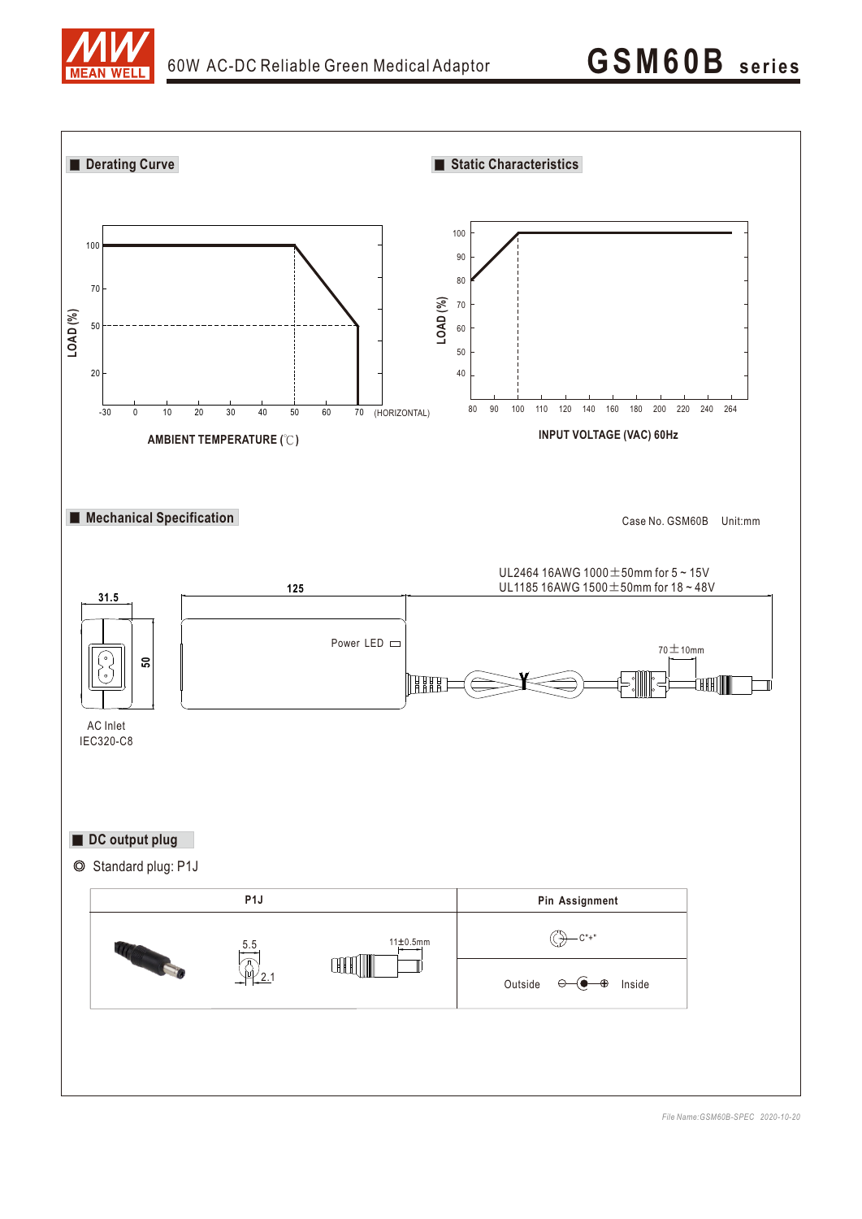## Derating Curve

LOAD (%)

100, 70, 50, 20

-30, 0, 10, 20, 30, 40, 50, 60, 70 (HORIZONTAL)

AMBIENT TEMPERATURE (℃)

## Static Characteristics

LOAD (%)

100, 90, 80, 70, 60, 50, 40

80, 90, 100, 110, 120, 140, 160, 180, 200, 220, 240, 264

INPUT VOLTAGE (VAC) 60Hz

## Mechanical Specification

Case No. GSM60B Unit:mm

UL2464 16AWG 1000±50mm for 5 ~ 15V
UL1185 16AWG 1500±50mm for 18 ~ 48V

31.5

125

50

Power LED

70±10mm

AC Inlet
IEC320-C8

## DC output plug

◎ Standard plug: P1J

| P1J | Pin Assignment |
|---|---|
| 5.5 / 2.1 / 11±0.5mm | C"+" |
| | Outside ⊖—◐—⊕ Inside |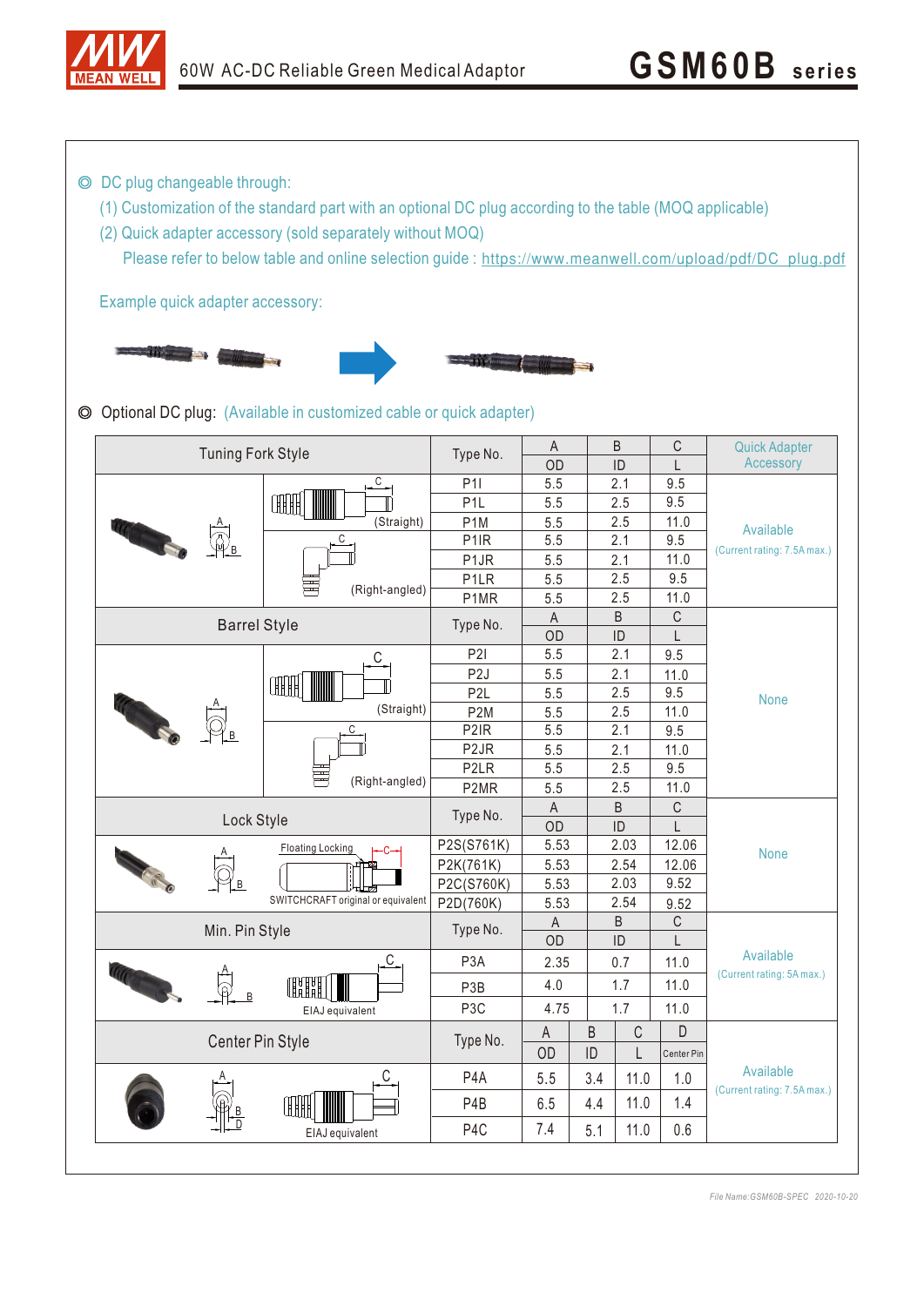◎ DC plug changeable through:

(1) Customization of the standard part with an optional DC plug according to the table (MOQ applicable)

(2) Quick adapter accessory (sold separately without MOQ)

Please refer to below table and online selection guide : https://www.meanwell.com/upload/pdf/DC_plug.pdf

Example quick adapter accessory:

◎ Optional DC plug: (Available in customized cable or quick adapter)

| Tuning Fork Style | | Type No. | A OD | B ID | C L | Quick Adapter Accessory |
|---|---|---|---|---|---|---|
| | (Straight) | P1I | 5.5 | 2.1 | 9.5 | Available (Current rating: 7.5A max.) |
| | | P1L | 5.5 | 2.5 | 9.5 | |
| | | P1M | 5.5 | 2.5 | 11.0 | |
| | (Right-angled) | P1IR | 5.5 | 2.1 | 9.5 | |
| | | P1JR | 5.5 | 2.1 | 11.0 | |
| | | P1LR | 5.5 | 2.5 | 9.5 | |
| | | P1MR | 5.5 | 2.5 | 11.0 | |

| Barrel Style | | Type No. | A OD | B ID | C L | Quick Adapter Accessory |
|---|---|---|---|---|---|---|
| | (Straight) | P2I | 5.5 | 2.1 | 9.5 | None |
| | | P2J | 5.5 | 2.1 | 11.0 | |
| | | P2L | 5.5 | 2.5 | 9.5 | |
| | | P2M | 5.5 | 2.5 | 11.0 | |
| | (Right-angled) | P2IR | 5.5 | 2.1 | 9.5 | |
| | | P2JR | 5.5 | 2.1 | 11.0 | |
| | | P2LR | 5.5 | 2.5 | 9.5 | |
| | | P2MR | 5.5 | 2.5 | 11.0 | |

| Lock Style | Type No. | A OD | B ID | C L | Quick Adapter Accessory |
|---|---|---|---|---|---|
| Floating Locking, SWITCHCRAFT original or equivalent | P2S(S761K) | 5.53 | 2.03 | 12.06 | None |
| | P2K(761K) | 5.53 | 2.54 | 12.06 | |
| | P2C(S760K) | 5.53 | 2.03 | 9.52 | |
| | P2D(760K) | 5.53 | 2.54 | 9.52 | |

| Min. Pin Style | Type No. | A OD | B ID | C L | Quick Adapter Accessory |
|---|---|---|---|---|---|
| EIAJ equivalent | P3A | 2.35 | 0.7 | 11.0 | Available (Current rating: 5A max.) |
| | P3B | 4.0 | 1.7 | 11.0 | |
| | P3C | 4.75 | 1.7 | 11.0 | |

| Center Pin Style | Type No. | A OD | B ID | C L | D Center Pin | Quick Adapter Accessory |
|---|---|---|---|---|---|---|
| EIAJ equivalent | P4A | 5.5 | 3.4 | 11.0 | 1.0 | Available (Current rating: 7.5A max.) |
| | P4B | 6.5 | 4.4 | 11.0 | 1.4 | |
| | P4C | 7.4 | 5.1 | 11.0 | 0.6 | |

File Name:GSM60B-SPEC 2020-10-20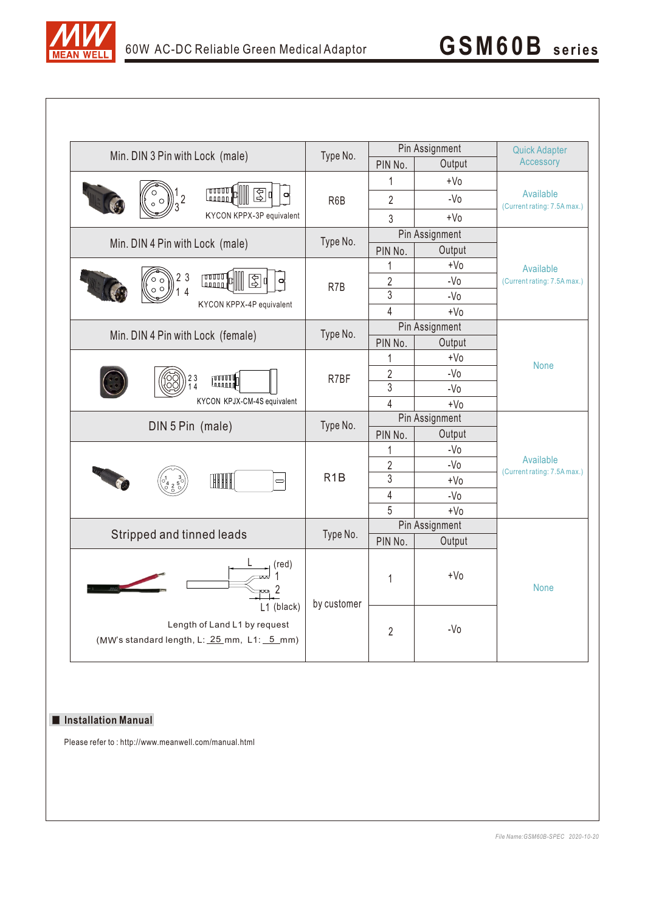| Min. DIN 3 Pin with Lock (male) | Type No. | Pin Assignment | | Quick Adapter Accessory |
|---|---|---|---|---|
| | | PIN No. | Output | |
| KYCON KPPX-3P equivalent | R6B | 1 | +Vo | Available (Current rating: 7.5A max.) |
| | | 2 | -Vo | |
| | | 3 | +Vo | |
| **Min. DIN 4 Pin with Lock (male)** | **Type No.** | **Pin Assignment** | | |
| | | PIN No. | Output | |
| KYCON KPPX-4P equivalent | R7B | 1 | +Vo | Available (Current rating: 7.5A max.) |
| | | 2 | -Vo | |
| | | 3 | -Vo | |
| | | 4 | +Vo | |
| **Min. DIN 4 Pin with Lock (female)** | **Type No.** | **Pin Assignment** | | |
| | | PIN No. | Output | |
| KYCON KPJX-CM-4S equivalent | R7BF | 1 | +Vo | None |
| | | 2 | -Vo | |
| | | 3 | -Vo | |
| | | 4 | +Vo | |
| **DIN 5 Pin (male)** | **Type No.** | **Pin Assignment** | | |
| | | PIN No. | Output | |
| | R1B | 1 | -Vo | Available (Current rating: 7.5A max.) |
| | | 2 | -Vo | |
| | | 3 | +Vo | |
| | | 4 | -Vo | |
| | | 5 | +Vo | |
| **Stripped and tinned leads** | **Type No.** | **Pin Assignment** | | |
| | | PIN No. | Output | |
| L, L1 (red) 1, 2 (black). Length of Land L1 by request (MW's standard length, L: 25 mm, L1: 5 mm) | by customer | 1 | +Vo | None |
| | | 2 | -Vo | |

## Installation Manual

Please refer to : http://www.meanwell.com/manual.html